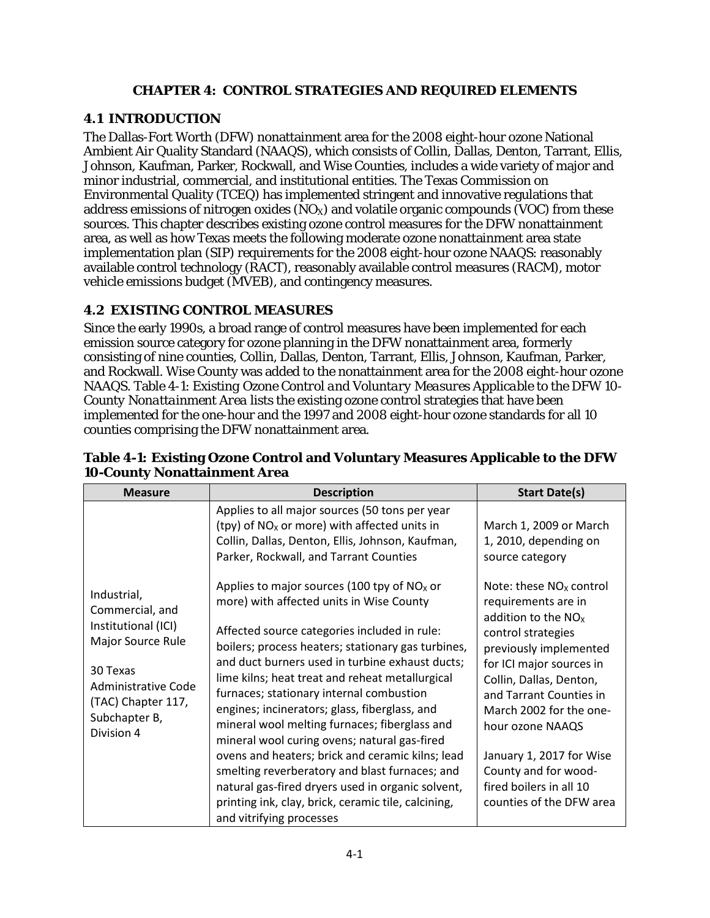# CHAPTER 4: CONTROL STRATEGIES AND REQUIRED ELEMENTS

## 4.1 INTRODUCTION

The Dallas-Fort Worth (DFW) nonattainment area for the 2008 eight-hour ozone National Ambient Air Quality Standard (NAAQS), which consists of Collin, Dallas, Denton, Tarrant, Ellis, Johnson, Kaufman, Parker, Rockwall, and Wise Counties, includes a wide variety of major and minor industrial, commercial, and institutional entities. The Texas Commission on Environmental Quality (TCEQ) has implemented stringent and innovative regulations that address emissions of nitrogen oxides ($NO_X$) and volatile organic compounds (VOC) from these sources. This chapter describes existing ozone control measures for the DFW nonattainment area, as well as how Texas meets the following moderate ozone nonattainment area state implementation plan (SIP) requirements for the 2008 eight-hour ozone NAAQS: reasonably available control technology (RACT), reasonably available control measures (RACM), motor vehicle emissions budget (MVEB), and contingency measures.

## 4.2 EXISTING CONTROL MEASURES

Since the early 1990s, a broad range of control measures have been implemented for each emission source category for ozone planning in the DFW nonattainment area, formerly consisting of nine counties, Collin, Dallas, Denton, Tarrant, Ellis, Johnson, Kaufman, Parker, and Rockwall. Wise County was added to the nonattainment area for the 2008 eight-hour ozone NAAQS. *Table 4-1: Existing Ozone Control and Voluntary Measures Applicable to the DFW 10-County Nonattainment Area* lists the existing ozone control strategies that have been implemented for the one-hour and the 1997 and 2008 eight-hour ozone standards for all 10 counties comprising the DFW nonattainment area.

**Table 4-1: Existing Ozone Control and Voluntary Measures Applicable to the DFW 10-County Nonattainment Area**

| Measure | Description | Start Date(s) |
|---|---|---|
| Industrial, Commercial, and Institutional (ICI) Major Source Rule<br><br>30 Texas Administrative Code (TAC) Chapter 117, Subchapter B, Division 4 | Applies to all major sources (50 tons per year (tpy) of $NO_X$ or more) with affected units in Collin, Dallas, Denton, Ellis, Johnson, Kaufman, Parker, Rockwall, and Tarrant Counties<br><br>Applies to major sources (100 tpy of $NO_X$ or more) with affected units in Wise County<br><br>Affected source categories included in rule: boilers; process heaters; stationary gas turbines, and duct burners used in turbine exhaust ducts; lime kilns; heat treat and reheat metallurgical furnaces; stationary internal combustion engines; incinerators; glass, fiberglass, and mineral wool melting furnaces; fiberglass and mineral wool curing ovens; natural gas-fired ovens and heaters; brick and ceramic kilns; lead smelting reverberatory and blast furnaces; and natural gas-fired dryers used in organic solvent, printing ink, clay, brick, ceramic tile, calcining, and vitrifying processes | March 1, 2009 or March 1, 2010, depending on source category<br><br>Note: these $NO_X$ control requirements are in addition to the $NO_X$ control strategies previously implemented for ICI major sources in Collin, Dallas, Denton, and Tarrant Counties in March 2002 for the one-hour ozone NAAQS<br><br>January 1, 2017 for Wise County and for wood-fired boilers in all 10 counties of the DFW area |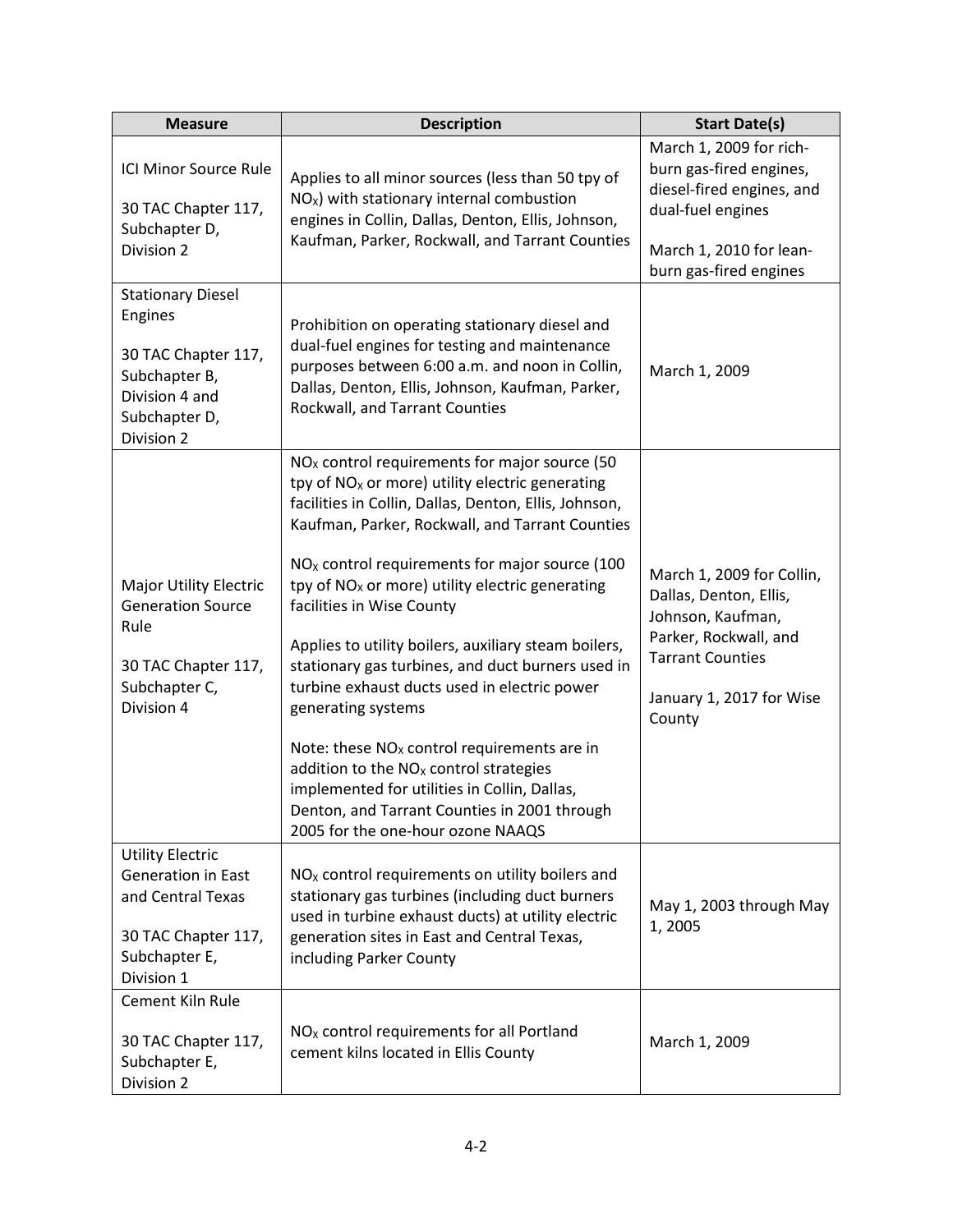| Measure | Description | Start Date(s) |
| --- | --- | --- |
| ICI Minor Source Rule<br><br>30 TAC Chapter 117, Subchapter D, Division 2 | Applies to all minor sources (less than 50 tpy of $NO_X$) with stationary internal combustion engines in Collin, Dallas, Denton, Ellis, Johnson, Kaufman, Parker, Rockwall, and Tarrant Counties | March 1, 2009 for rich-burn gas-fired engines, diesel-fired engines, and dual-fuel engines<br><br>March 1, 2010 for lean-burn gas-fired engines |
| Stationary Diesel Engines<br><br>30 TAC Chapter 117, Subchapter B, Division 4 and Subchapter D, Division 2 | Prohibition on operating stationary diesel and dual-fuel engines for testing and maintenance purposes between 6:00 a.m. and noon in Collin, Dallas, Denton, Ellis, Johnson, Kaufman, Parker, Rockwall, and Tarrant Counties | March 1, 2009 |
| Major Utility Electric Generation Source Rule<br><br>30 TAC Chapter 117, Subchapter C, Division 4 | $NO_X$ control requirements for major source (50 tpy of $NO_X$ or more) utility electric generating facilities in Collin, Dallas, Denton, Ellis, Johnson, Kaufman, Parker, Rockwall, and Tarrant Counties<br><br>$NO_X$ control requirements for major source (100 tpy of $NO_X$ or more) utility electric generating facilities in Wise County<br><br>Applies to utility boilers, auxiliary steam boilers, stationary gas turbines, and duct burners used in turbine exhaust ducts used in electric power generating systems<br><br>Note: these $NO_X$ control requirements are in addition to the $NO_X$ control strategies implemented for utilities in Collin, Dallas, Denton, and Tarrant Counties in 2001 through 2005 for the one-hour ozone NAAQS | March 1, 2009 for Collin, Dallas, Denton, Ellis, Johnson, Kaufman, Parker, Rockwall, and Tarrant Counties<br><br>January 1, 2017 for Wise County |
| Utility Electric Generation in East and Central Texas<br><br>30 TAC Chapter 117, Subchapter E, Division 1 | $NO_X$ control requirements on utility boilers and stationary gas turbines (including duct burners used in turbine exhaust ducts) at utility electric generation sites in East and Central Texas, including Parker County | May 1, 2003 through May 1, 2005 |
| Cement Kiln Rule<br><br>30 TAC Chapter 117, Subchapter E, Division 2 | $NO_X$ control requirements for all Portland cement kilns located in Ellis County | March 1, 2009 |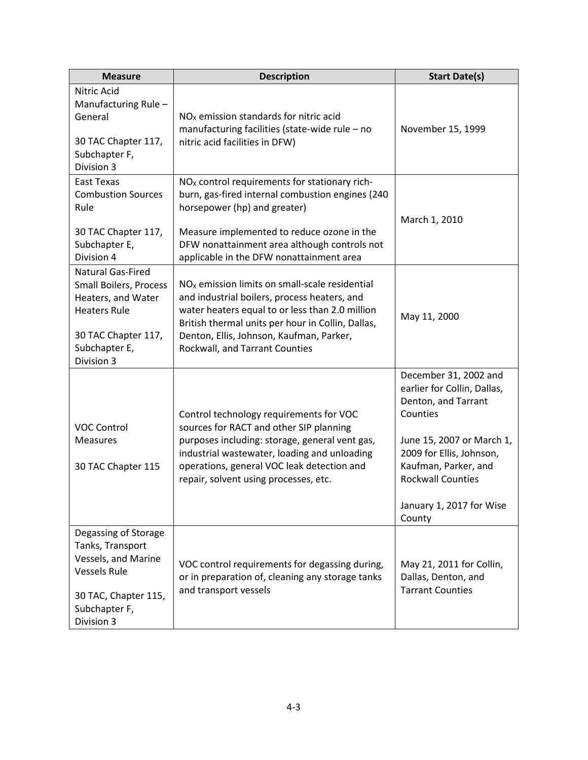| Measure | Description | Start Date(s) |
| --- | --- | --- |
| Nitric Acid Manufacturing Rule – General<br><br>30 TAC Chapter 117, Subchapter F, Division 3 | $NO_X$ emission standards for nitric acid manufacturing facilities (state-wide rule – no nitric acid facilities in DFW) | November 15, 1999 |
| East Texas Combustion Sources Rule<br><br>30 TAC Chapter 117, Subchapter E, Division 4 | $NO_X$ control requirements for stationary rich-burn, gas-fired internal combustion engines (240 horsepower (hp) and greater)<br><br>Measure implemented to reduce ozone in the DFW nonattainment area although controls not applicable in the DFW nonattainment area | March 1, 2010 |
| Natural Gas-Fired Small Boilers, Process Heaters, and Water Heaters Rule<br><br>30 TAC Chapter 117, Subchapter E, Division 3 | $NO_X$ emission limits on small-scale residential and industrial boilers, process heaters, and water heaters equal to or less than 2.0 million British thermal units per hour in Collin, Dallas, Denton, Ellis, Johnson, Kaufman, Parker, Rockwall, and Tarrant Counties | May 11, 2000 |
| VOC Control Measures<br><br>30 TAC Chapter 115 | Control technology requirements for VOC sources for RACT and other SIP planning purposes including: storage, general vent gas, industrial wastewater, loading and unloading operations, general VOC leak detection and repair, solvent using processes, etc. | December 31, 2002 and earlier for Collin, Dallas, Denton, and Tarrant Counties<br><br>June 15, 2007 or March 1, 2009 for Ellis, Johnson, Kaufman, Parker, and Rockwall Counties<br><br>January 1, 2017 for Wise County |
| Degassing of Storage Tanks, Transport Vessels, and Marine Vessels Rule<br><br>30 TAC, Chapter 115, Subchapter F, Division 3 | VOC control requirements for degassing during, or in preparation of, cleaning any storage tanks and transport vessels | May 21, 2011 for Collin, Dallas, Denton, and Tarrant Counties |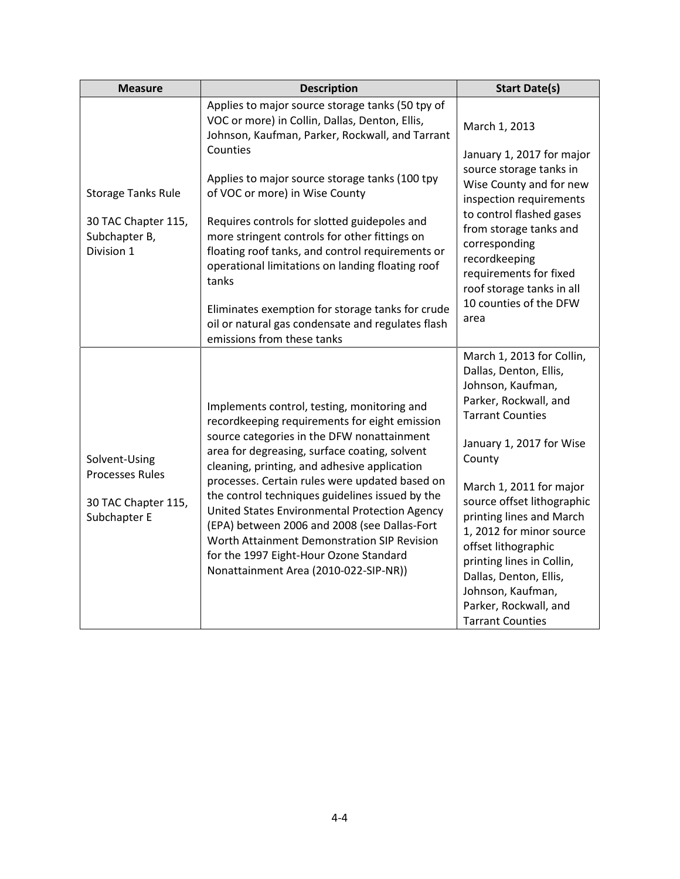| Measure | Description | Start Date(s) |
| --- | --- | --- |
| Storage Tanks Rule<br><br>30 TAC Chapter 115, Subchapter B, Division 1 | Applies to major source storage tanks (50 tpy of VOC or more) in Collin, Dallas, Denton, Ellis, Johnson, Kaufman, Parker, Rockwall, and Tarrant Counties<br><br>Applies to major source storage tanks (100 tpy of VOC or more) in Wise County<br><br>Requires controls for slotted guidepoles and more stringent controls for other fittings on floating roof tanks, and control requirements or operational limitations on landing floating roof tanks<br><br>Eliminates exemption for storage tanks for crude oil or natural gas condensate and regulates flash emissions from these tanks | March 1, 2013<br><br>January 1, 2017 for major source storage tanks in Wise County and for new inspection requirements to control flashed gases from storage tanks and corresponding recordkeeping requirements for fixed roof storage tanks in all 10 counties of the DFW area |
| Solvent-Using Processes Rules<br><br>30 TAC Chapter 115, Subchapter E | Implements control, testing, monitoring and recordkeeping requirements for eight emission source categories in the DFW nonattainment area for degreasing, surface coating, solvent cleaning, printing, and adhesive application processes. Certain rules were updated based on the control techniques guidelines issued by the United States Environmental Protection Agency (EPA) between 2006 and 2008 (see Dallas-Fort Worth Attainment Demonstration SIP Revision for the 1997 Eight-Hour Ozone Standard Nonattainment Area (2010-022-SIP-NR)) | March 1, 2013 for Collin, Dallas, Denton, Ellis, Johnson, Kaufman, Parker, Rockwall, and Tarrant Counties<br><br>January 1, 2017 for Wise County<br><br>March 1, 2011 for major source offset lithographic printing lines and March 1, 2012 for minor source offset lithographic printing lines in Collin, Dallas, Denton, Ellis, Johnson, Kaufman, Parker, Rockwall, and Tarrant Counties |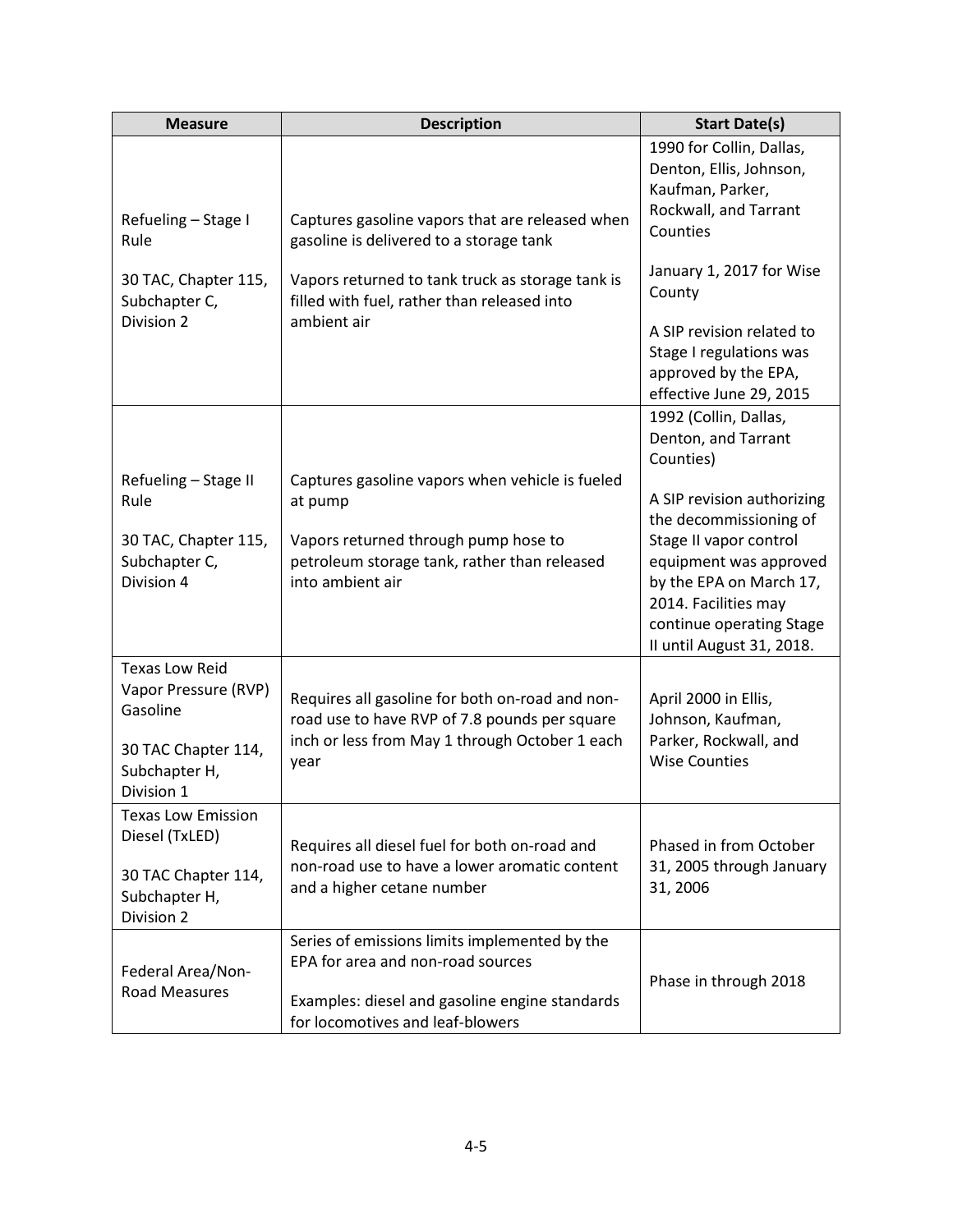| Measure | Description | Start Date(s) |
| --- | --- | --- |
| Refueling – Stage I Rule<br><br>30 TAC, Chapter 115, Subchapter C, Division 2 | Captures gasoline vapors that are released when gasoline is delivered to a storage tank<br><br>Vapors returned to tank truck as storage tank is filled with fuel, rather than released into ambient air | 1990 for Collin, Dallas, Denton, Ellis, Johnson, Kaufman, Parker, Rockwall, and Tarrant Counties<br><br>January 1, 2017 for Wise County<br><br>A SIP revision related to Stage I regulations was approved by the EPA, effective June 29, 2015 |
| Refueling – Stage II Rule<br><br>30 TAC, Chapter 115, Subchapter C, Division 4 | Captures gasoline vapors when vehicle is fueled at pump<br><br>Vapors returned through pump hose to petroleum storage tank, rather than released into ambient air | 1992 (Collin, Dallas, Denton, and Tarrant Counties)<br><br>A SIP revision authorizing the decommissioning of Stage II vapor control equipment was approved by the EPA on March 17, 2014. Facilities may continue operating Stage II until August 31, 2018. |
| Texas Low Reid Vapor Pressure (RVP) Gasoline<br><br>30 TAC Chapter 114, Subchapter H, Division 1 | Requires all gasoline for both on-road and non-road use to have RVP of 7.8 pounds per square inch or less from May 1 through October 1 each year | April 2000 in Ellis, Johnson, Kaufman, Parker, Rockwall, and Wise Counties |
| Texas Low Emission Diesel (TxLED)<br><br>30 TAC Chapter 114, Subchapter H, Division 2 | Requires all diesel fuel for both on-road and non-road use to have a lower aromatic content and a higher cetane number | Phased in from October 31, 2005 through January 31, 2006 |
| Federal Area/Non-Road Measures | Series of emissions limits implemented by the EPA for area and non-road sources<br><br>Examples: diesel and gasoline engine standards for locomotives and leaf-blowers | Phase in through 2018 |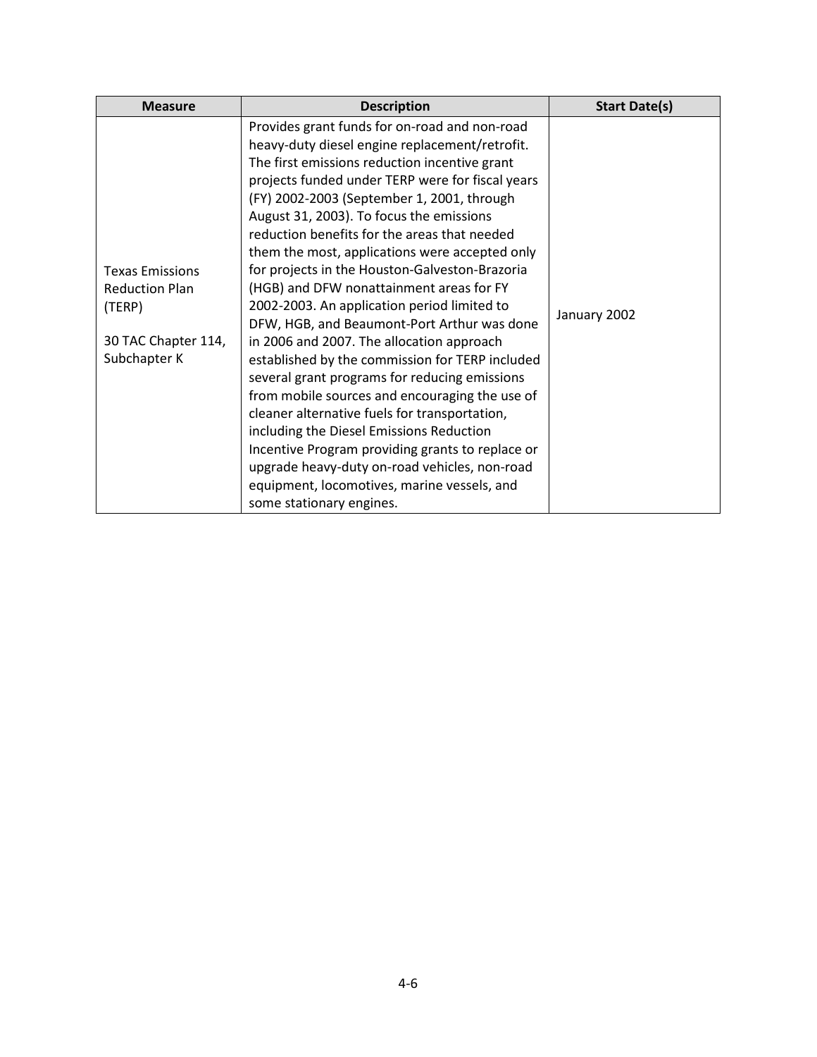| Measure | Description | Start Date(s) |
| --- | --- | --- |
| Texas Emissions Reduction Plan (TERP)<br><br>30 TAC Chapter 114, Subchapter K | Provides grant funds for on-road and non-road heavy-duty diesel engine replacement/retrofit. The first emissions reduction incentive grant projects funded under TERP were for fiscal years (FY) 2002-2003 (September 1, 2001, through August 31, 2003). To focus the emissions reduction benefits for the areas that needed them the most, applications were accepted only for projects in the Houston-Galveston-Brazoria (HGB) and DFW nonattainment areas for FY 2002-2003. An application period limited to DFW, HGB, and Beaumont-Port Arthur was done in 2006 and 2007. The allocation approach established by the commission for TERP included several grant programs for reducing emissions from mobile sources and encouraging the use of cleaner alternative fuels for transportation, including the Diesel Emissions Reduction Incentive Program providing grants to replace or upgrade heavy-duty on-road vehicles, non-road equipment, locomotives, marine vessels, and some stationary engines. | January 2002 |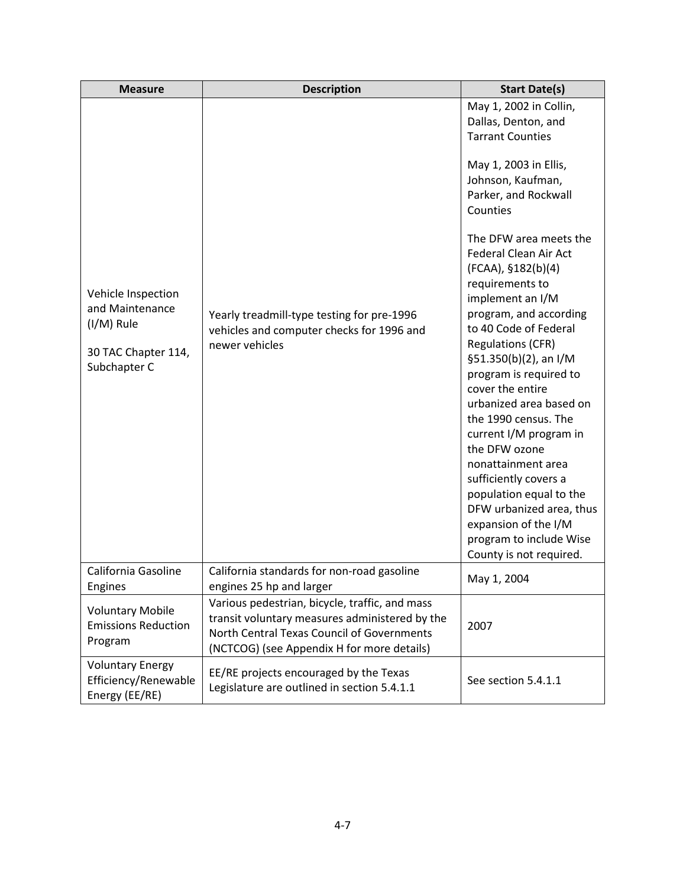| Measure | Description | Start Date(s) |
| --- | --- | --- |
| Vehicle Inspection and Maintenance (I/M) Rule<br><br>30 TAC Chapter 114, Subchapter C | Yearly treadmill-type testing for pre-1996 vehicles and computer checks for 1996 and newer vehicles | May 1, 2002 in Collin, Dallas, Denton, and Tarrant Counties<br><br>May 1, 2003 in Ellis, Johnson, Kaufman, Parker, and Rockwall Counties<br><br>The DFW area meets the Federal Clean Air Act (FCAA), §182(b)(4) requirements to implement an I/M program, and according to 40 Code of Federal Regulations (CFR) §51.350(b)(2), an I/M program is required to cover the entire urbanized area based on the 1990 census. The current I/M program in the DFW ozone nonattainment area sufficiently covers a population equal to the DFW urbanized area, thus expansion of the I/M program to include Wise County is not required. |
| California Gasoline Engines | California standards for non-road gasoline engines 25 hp and larger | May 1, 2004 |
| Voluntary Mobile Emissions Reduction Program | Various pedestrian, bicycle, traffic, and mass transit voluntary measures administered by the North Central Texas Council of Governments (NCTCOG) (see Appendix H for more details) | 2007 |
| Voluntary Energy Efficiency/Renewable Energy (EE/RE) | EE/RE projects encouraged by the Texas Legislature are outlined in section 5.4.1.1 | See section 5.4.1.1 |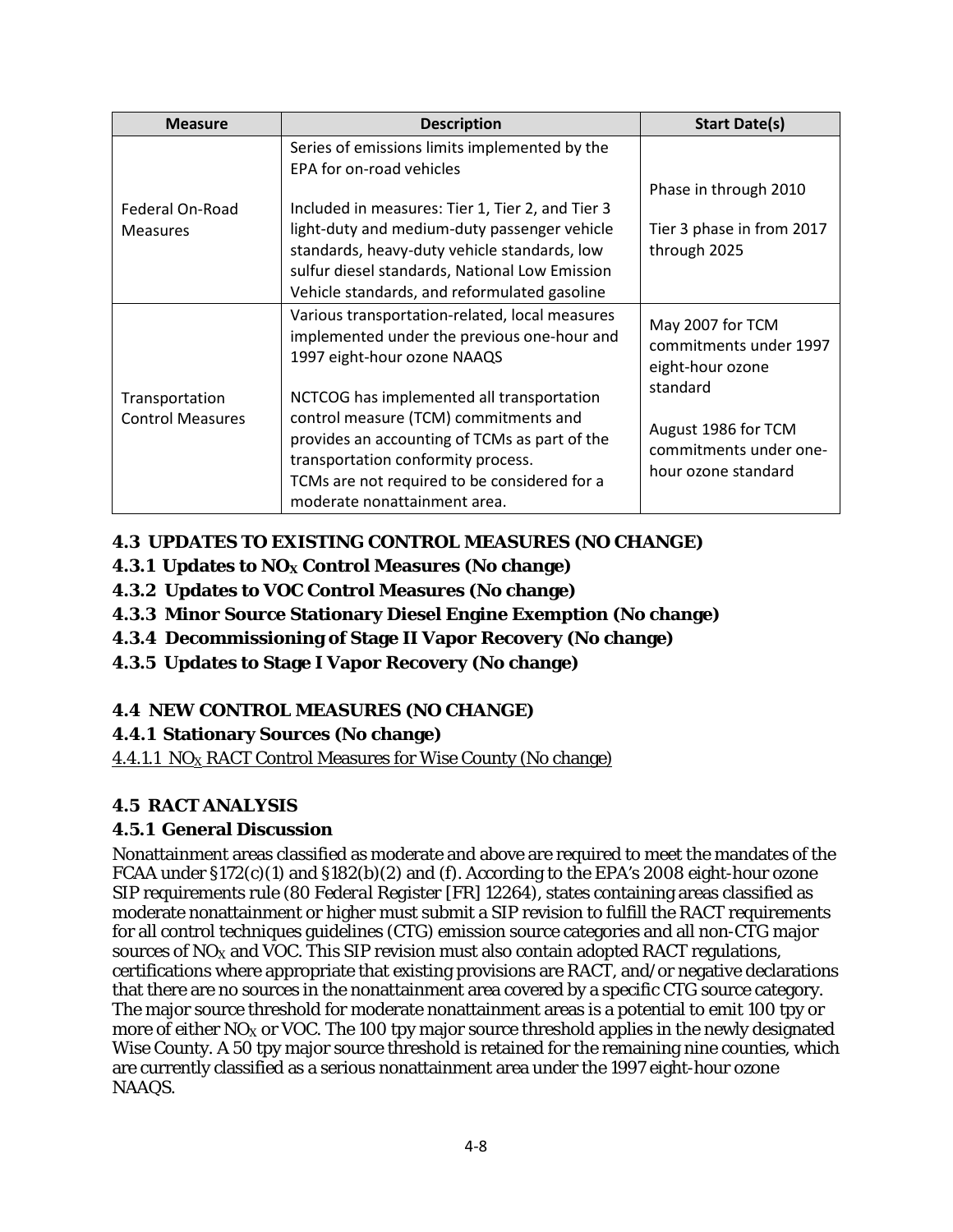| Measure | Description | Start Date(s) |
|---|---|---|
| Federal On-Road Measures | Series of emissions limits implemented by the EPA for on-road vehicles<br><br>Included in measures: Tier 1, Tier 2, and Tier 3 light-duty and medium-duty passenger vehicle standards, heavy-duty vehicle standards, low sulfur diesel standards, National Low Emission Vehicle standards, and reformulated gasoline | Phase in through 2010<br><br>Tier 3 phase in from 2017 through 2025 |
| Transportation Control Measures | Various transportation-related, local measures implemented under the previous one-hour and 1997 eight-hour ozone NAAQS<br><br>NCTCOG has implemented all transportation control measure (TCM) commitments and provides an accounting of TCMs as part of the transportation conformity process.<br>TCMs are not required to be considered for a moderate nonattainment area. | May 2007 for TCM commitments under 1997 eight-hour ozone standard<br><br>August 1986 for TCM commitments under one-hour ozone standard |

## 4.3 UPDATES TO EXISTING CONTROL MEASURES (NO CHANGE)

### 4.3.1 Updates to $NO_X$ Control Measures (No change)

### 4.3.2 Updates to VOC Control Measures (No change)

### 4.3.3 Minor Source Stationary Diesel Engine Exemption (No change)

### 4.3.4 Decommissioning of Stage II Vapor Recovery (No change)

### 4.3.5 Updates to Stage I Vapor Recovery (No change)

## 4.4 NEW CONTROL MEASURES (NO CHANGE)

### 4.4.1 Stationary Sources (No change)

#### 4.4.1.1 $NO_X$ RACT Control Measures for Wise County (No change)

## 4.5 RACT ANALYSIS

### 4.5.1 General Discussion

Nonattainment areas classified as moderate and above are required to meet the mandates of the FCAA under §172(c)(1) and §182(b)(2) and (f). According to the EPA's 2008 eight-hour ozone SIP requirements rule (80 *Federal Register* [FR] 12264), states containing areas classified as moderate nonattainment or higher must submit a SIP revision to fulfill the RACT requirements for all control techniques guidelines (CTG) emission source categories and all non-CTG major sources of $NO_X$ and VOC. This SIP revision must also contain adopted RACT regulations, certifications where appropriate that existing provisions are RACT, and/or negative declarations that there are no sources in the nonattainment area covered by a specific CTG source category. The major source threshold for moderate nonattainment areas is a potential to emit 100 tpy or more of either $NO_X$ or VOC. The 100 tpy major source threshold applies in the newly designated Wise County. A 50 tpy major source threshold is retained for the remaining nine counties, which are currently classified as a serious nonattainment area under the 1997 eight-hour ozone NAAQS.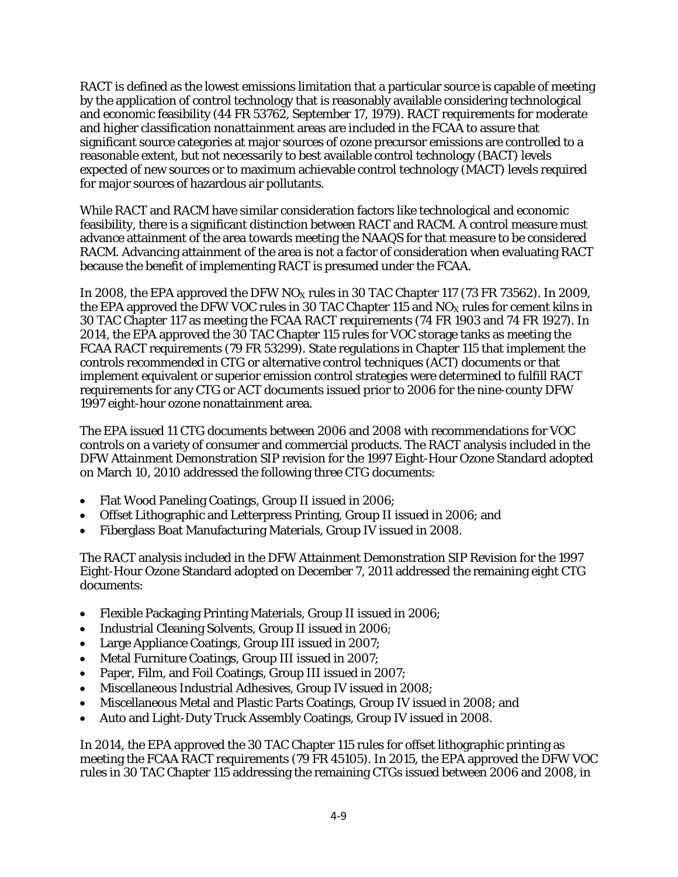RACT is defined as the lowest emissions limitation that a particular source is capable of meeting by the application of control technology that is reasonably available considering technological and economic feasibility (44 FR 53762, September 17, 1979). RACT requirements for moderate and higher classification nonattainment areas are included in the FCAA to assure that significant source categories at major sources of ozone precursor emissions are controlled to a reasonable extent, but not necessarily to best available control technology (BACT) levels expected of new sources or to maximum achievable control technology (MACT) levels required for major sources of hazardous air pollutants.

While RACT and RACM have similar consideration factors like technological and economic feasibility, there is a significant distinction between RACT and RACM. A control measure must advance attainment of the area towards meeting the NAAQS for that measure to be considered RACM. Advancing attainment of the area is not a factor of consideration when evaluating RACT because the benefit of implementing RACT is presumed under the FCAA.

In 2008, the EPA approved the DFW $NO_X$ rules in 30 TAC Chapter 117 (73 FR 73562). In 2009, the EPA approved the DFW VOC rules in 30 TAC Chapter 115 and $NO_X$ rules for cement kilns in 30 TAC Chapter 117 as meeting the FCAA RACT requirements (74 FR 1903 and 74 FR 1927). In 2014, the EPA approved the 30 TAC Chapter 115 rules for VOC storage tanks as meeting the FCAA RACT requirements (79 FR 53299). State regulations in Chapter 115 that implement the controls recommended in CTG or alternative control techniques (ACT) documents or that implement equivalent or superior emission control strategies were determined to fulfill RACT requirements for any CTG or ACT documents issued prior to 2006 for the nine-county DFW 1997 eight-hour ozone nonattainment area.

The EPA issued 11 CTG documents between 2006 and 2008 with recommendations for VOC controls on a variety of consumer and commercial products. The RACT analysis included in the DFW Attainment Demonstration SIP revision for the 1997 Eight-Hour Ozone Standard adopted on March 10, 2010 addressed the following three CTG documents:

- Flat Wood Paneling Coatings, Group II issued in 2006;
- Offset Lithographic and Letterpress Printing, Group II issued in 2006; and
- Fiberglass Boat Manufacturing Materials, Group IV issued in 2008.

The RACT analysis included in the DFW Attainment Demonstration SIP Revision for the 1997 Eight-Hour Ozone Standard adopted on December 7, 2011 addressed the remaining eight CTG documents:

- Flexible Packaging Printing Materials, Group II issued in 2006;
- Industrial Cleaning Solvents, Group II issued in 2006;
- Large Appliance Coatings, Group III issued in 2007;
- Metal Furniture Coatings, Group III issued in 2007;
- Paper, Film, and Foil Coatings, Group III issued in 2007;
- Miscellaneous Industrial Adhesives, Group IV issued in 2008;
- Miscellaneous Metal and Plastic Parts Coatings, Group IV issued in 2008; and
- Auto and Light-Duty Truck Assembly Coatings, Group IV issued in 2008.

In 2014, the EPA approved the 30 TAC Chapter 115 rules for offset lithographic printing as meeting the FCAA RACT requirements (79 FR 45105). In 2015, the EPA approved the DFW VOC rules in 30 TAC Chapter 115 addressing the remaining CTGs issued between 2006 and 2008, in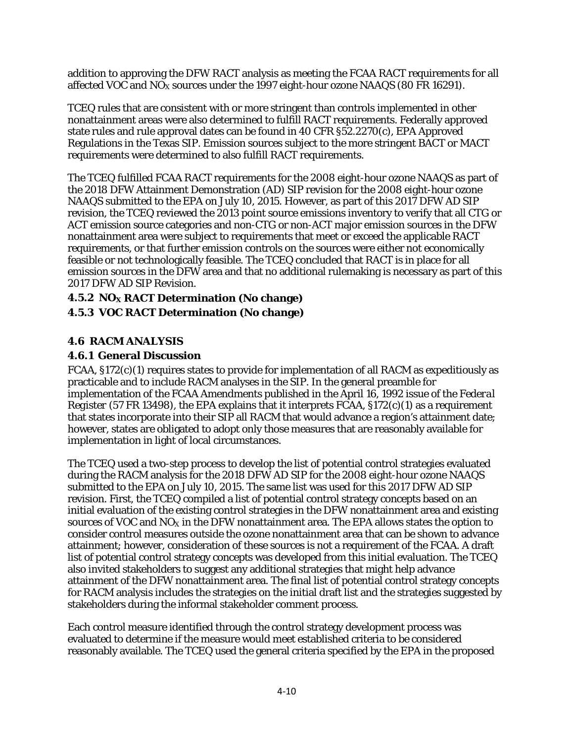addition to approving the DFW RACT analysis as meeting the FCAA RACT requirements for all affected VOC and $NO_X$ sources under the 1997 eight-hour ozone NAAQS (80 FR 16291).

TCEQ rules that are consistent with or more stringent than controls implemented in other nonattainment areas were also determined to fulfill RACT requirements. Federally approved state rules and rule approval dates can be found in 40 CFR §52.2270(c), EPA Approved Regulations in the Texas SIP. Emission sources subject to the more stringent BACT or MACT requirements were determined to also fulfill RACT requirements.

The TCEQ fulfilled FCAA RACT requirements for the 2008 eight-hour ozone NAAQS as part of the 2018 DFW Attainment Demonstration (AD) SIP revision for the 2008 eight-hour ozone NAAQS submitted to the EPA on July 10, 2015. However, as part of this 2017 DFW AD SIP revision, the TCEQ reviewed the 2013 point source emissions inventory to verify that all CTG or ACT emission source categories and non-CTG or non-ACT major emission sources in the DFW nonattainment area were subject to requirements that meet or exceed the applicable RACT requirements, or that further emission controls on the sources were either not economically feasible or not technologically feasible. The TCEQ concluded that RACT is in place for all emission sources in the DFW area and that no additional rulemaking is necessary as part of this 2017 DFW AD SIP Revision.

### 4.5.2 $NO_X$ RACT Determination (No change)

### 4.5.3 VOC RACT Determination (No change)

## 4.6 RACM ANALYSIS

### 4.6.1 General Discussion

FCAA, §172(c)(1) requires states to provide for implementation of all RACM as expeditiously as practicable and to include RACM analyses in the SIP. In the general preamble for implementation of the FCAA Amendments published in the April 16, 1992 issue of the *Federal Register* (57 FR 13498), the EPA explains that it interprets FCAA, §172(c)(1) as a requirement that states incorporate into their SIP all RACM that would advance a region's attainment date; however, states are obligated to adopt only those measures that are reasonably available for implementation in light of local circumstances.

The TCEQ used a two-step process to develop the list of potential control strategies evaluated during the RACM analysis for the 2018 DFW AD SIP for the 2008 eight-hour ozone NAAQS submitted to the EPA on July 10, 2015. The same list was used for this 2017 DFW AD SIP revision. First, the TCEQ compiled a list of potential control strategy concepts based on an initial evaluation of the existing control strategies in the DFW nonattainment area and existing sources of VOC and $NO_X$ in the DFW nonattainment area. The EPA allows states the option to consider control measures outside the ozone nonattainment area that can be shown to advance attainment; however, consideration of these sources is not a requirement of the FCAA. A draft list of potential control strategy concepts was developed from this initial evaluation. The TCEQ also invited stakeholders to suggest any additional strategies that might help advance attainment of the DFW nonattainment area. The final list of potential control strategy concepts for RACM analysis includes the strategies on the initial draft list and the strategies suggested by stakeholders during the informal stakeholder comment process.

Each control measure identified through the control strategy development process was evaluated to determine if the measure would meet established criteria to be considered reasonably available. The TCEQ used the general criteria specified by the EPA in the proposed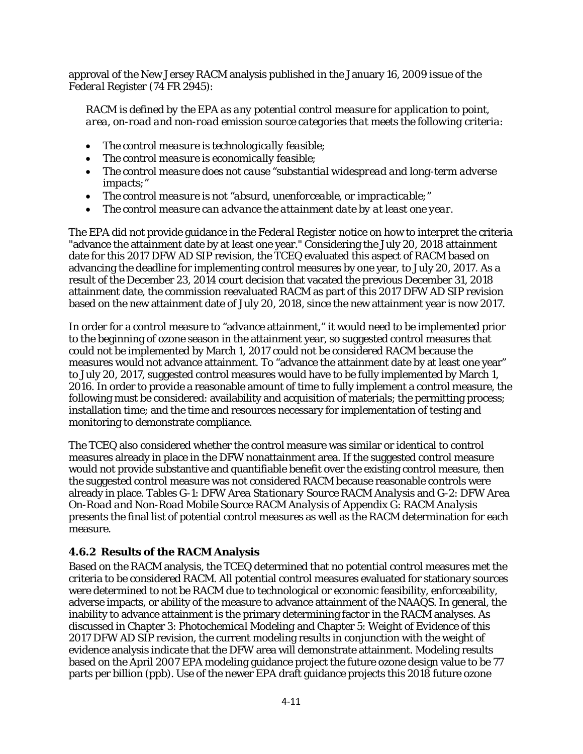approval of the New Jersey RACM analysis published in the January 16, 2009 issue of the *Federal Register* (74 FR 2945):

> *RACM is defined by the EPA as any potential control measure for application to point, area, on-road and non-road emission source categories that meets the following criteria:*
>
> - *The control measure is technologically feasible;*
> - *The control measure is economically feasible;*
> - *The control measure does not cause "substantial widespread and long-term adverse impacts;"*
> - *The control measure is not "absurd, unenforceable, or impracticable;"*
> - *The control measure can advance the attainment date by at least one year.*

The EPA did not provide guidance in the *Federal Register* notice on how to interpret the criteria "advance the attainment date by at least one year." Considering the July 20, 2018 attainment date for this 2017 DFW AD SIP revision, the TCEQ evaluated this aspect of RACM based on advancing the deadline for implementing control measures by one year, to July 20, 2017. As a result of the December 23, 2014 court decision that vacated the previous December 31, 2018 attainment date, the commission reevaluated RACM as part of this 2017 DFW AD SIP revision based on the new attainment date of July 20, 2018, since the new attainment year is now 2017.

In order for a control measure to "advance attainment," it would need to be implemented prior to the beginning of ozone season in the attainment year, so suggested control measures that could not be implemented by March 1, 2017 could not be considered RACM because the measures would not advance attainment. To "advance the attainment date by at least one year" to July 20, 2017, suggested control measures would have to be fully implemented by March 1, 2016. In order to provide a reasonable amount of time to fully implement a control measure, the following must be considered: availability and acquisition of materials; the permitting process; installation time; and the time and resources necessary for implementation of testing and monitoring to demonstrate compliance.

The TCEQ also considered whether the control measure was similar or identical to control measures already in place in the DFW nonattainment area. If the suggested control measure would not provide substantive and quantifiable benefit over the existing control measure, then the suggested control measure was not considered RACM because reasonable controls were already in place. Tables G-1: *DFW Area Stationary Source RACM Analysis* and G-2: *DFW Area On-Road and Non-Road Mobile Source RACM Analysis* of Appendix G: *RACM Analysis* presents the final list of potential control measures as well as the RACM determination for each measure.

### 4.6.2 Results of the RACM Analysis

Based on the RACM analysis, the TCEQ determined that no potential control measures met the criteria to be considered RACM. All potential control measures evaluated for stationary sources were determined to not be RACM due to technological or economic feasibility, enforceability, adverse impacts, or ability of the measure to advance attainment of the NAAQS. In general, the inability to advance attainment is the primary determining factor in the RACM analyses. As discussed in Chapter 3: *Photochemical Modeling* and Chapter 5: *Weight of Evidence* of this 2017 DFW AD SIP revision, the current modeling results in conjunction with the weight of evidence analysis indicate that the DFW area will demonstrate attainment. Modeling results based on the April 2007 EPA modeling guidance project the future ozone design value to be 77 parts per billion (ppb). Use of the newer EPA draft guidance projects this 2018 future ozone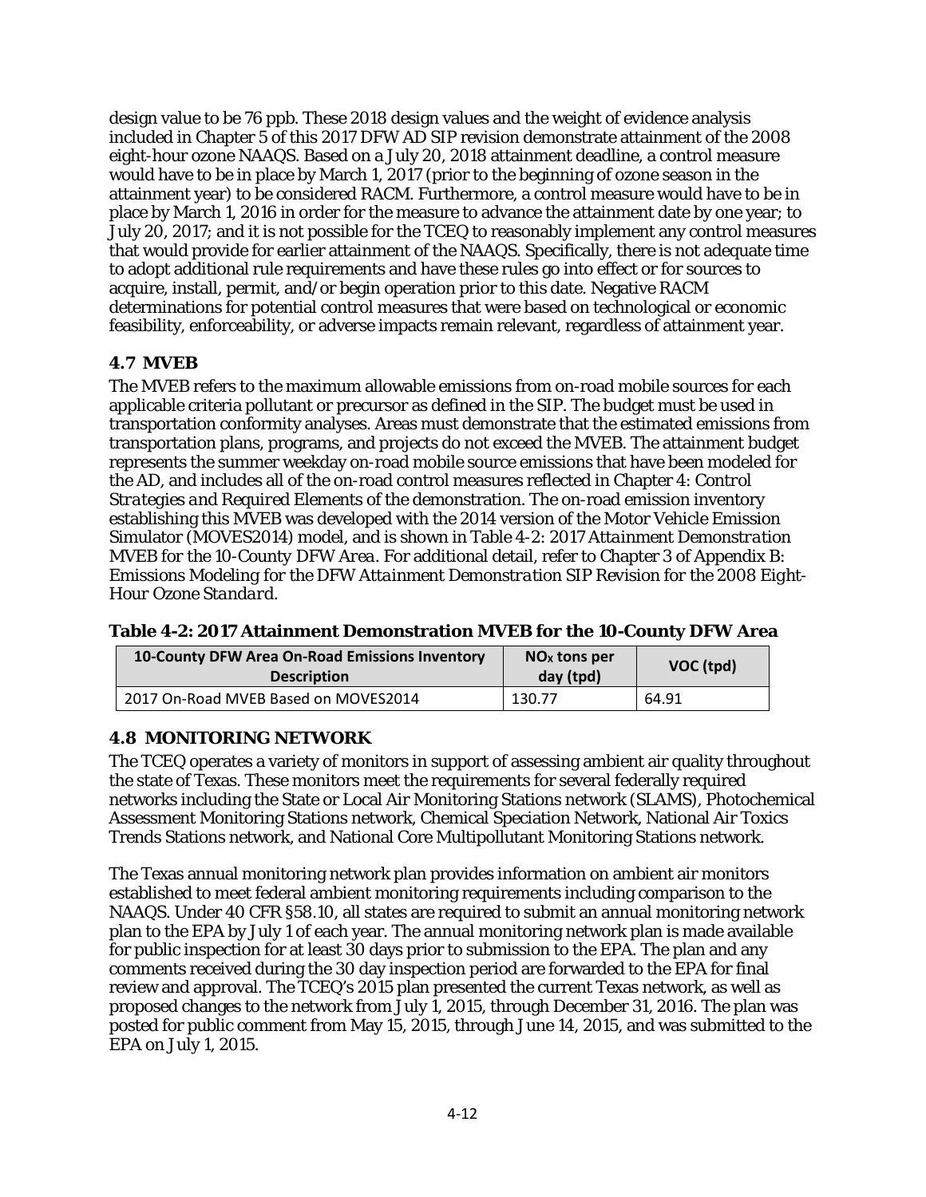design value to be 76 ppb. These 2018 design values and the weight of evidence analysis included in Chapter 5 of this 2017 DFW AD SIP revision demonstrate attainment of the 2008 eight-hour ozone NAAQS. Based on a July 20, 2018 attainment deadline, a control measure would have to be in place by March 1, 2017 (prior to the beginning of ozone season in the attainment year) to be considered RACM. Furthermore, a control measure would have to be in place by March 1, 2016 in order for the measure to advance the attainment date by one year; to July 20, 2017; and it is not possible for the TCEQ to reasonably implement any control measures that would provide for earlier attainment of the NAAQS. Specifically, there is not adequate time to adopt additional rule requirements and have these rules go into effect or for sources to acquire, install, permit, and/or begin operation prior to this date. Negative RACM determinations for potential control measures that were based on technological or economic feasibility, enforceability, or adverse impacts remain relevant, regardless of attainment year.

## 4.7 MVEB

The MVEB refers to the maximum allowable emissions from on-road mobile sources for each applicable criteria pollutant or precursor as defined in the SIP. The budget must be used in transportation conformity analyses. Areas must demonstrate that the estimated emissions from transportation plans, programs, and projects do not exceed the MVEB. The attainment budget represents the summer weekday on-road mobile source emissions that have been modeled for the AD, and includes all of the on-road control measures reflected in *Chapter 4: Control Strategies and Required Elements* of the demonstration. The on-road emission inventory establishing this MVEB was developed with the 2014 version of the Motor Vehicle Emission Simulator (MOVES2014) model, and is shown in *Table 4-2: 2017 Attainment Demonstration MVEB for the 10-County DFW Area*. For additional detail, refer to Chapter 3 of *Appendix B: Emissions Modeling for the DFW Attainment Demonstration SIP Revision for the 2008 Eight-Hour Ozone Standard*.

**Table 4-2: 2017 Attainment Demonstration MVEB for the 10-County DFW Area**

| 10-County DFW Area On-Road Emissions Inventory Description | $NO_X$ tons per day (tpd) | VOC (tpd) |
|---|---|---|
| 2017 On-Road MVEB Based on MOVES2014 | 130.77 | 64.91 |

## 4.8 MONITORING NETWORK

The TCEQ operates a variety of monitors in support of assessing ambient air quality throughout the state of Texas. These monitors meet the requirements for several federally required networks including the State or Local Air Monitoring Stations network (SLAMS), Photochemical Assessment Monitoring Stations network, Chemical Speciation Network, National Air Toxics Trends Stations network, and National Core Multipollutant Monitoring Stations network.

The Texas annual monitoring network plan provides information on ambient air monitors established to meet federal ambient monitoring requirements including comparison to the NAAQS. Under 40 CFR §58.10, all states are required to submit an annual monitoring network plan to the EPA by July 1 of each year. The annual monitoring network plan is made available for public inspection for at least 30 days prior to submission to the EPA. The plan and any comments received during the 30 day inspection period are forwarded to the EPA for final review and approval. The TCEQ's 2015 plan presented the current Texas network, as well as proposed changes to the network from July 1, 2015, through December 31, 2016. The plan was posted for public comment from May 15, 2015, through June 14, 2015, and was submitted to the EPA on July 1, 2015.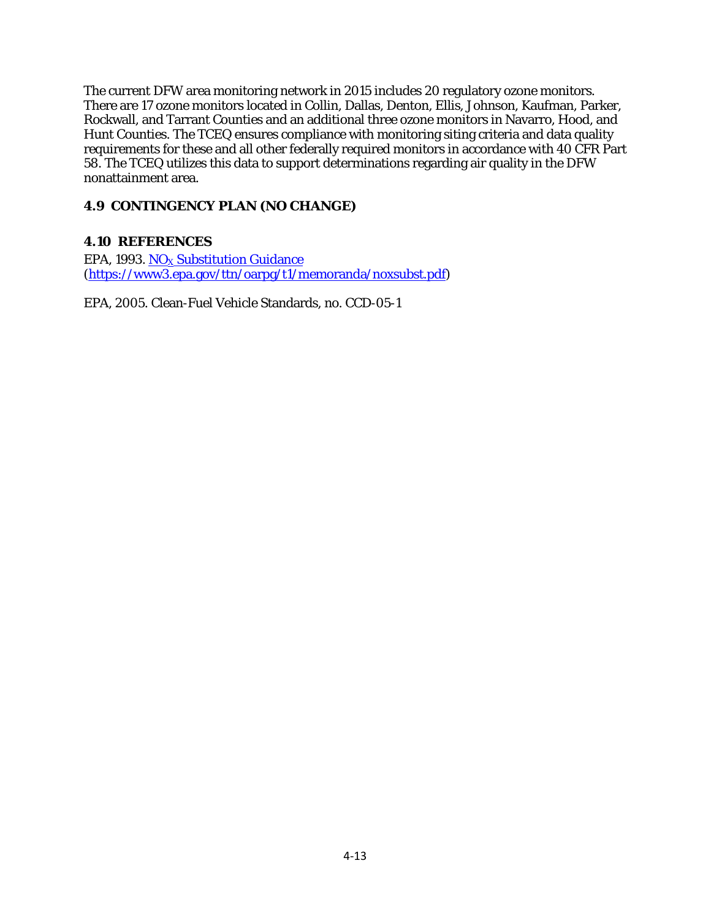The current DFW area monitoring network in 2015 includes 20 regulatory ozone monitors. There are 17 ozone monitors located in Collin, Dallas, Denton, Ellis, Johnson, Kaufman, Parker, Rockwall, and Tarrant Counties and an additional three ozone monitors in Navarro, Hood, and Hunt Counties. The TCEQ ensures compliance with monitoring siting criteria and data quality requirements for these and all other federally required monitors in accordance with 40 CFR Part 58. The TCEQ utilizes this data to support determinations regarding air quality in the DFW nonattainment area.

## 4.9 CONTINGENCY PLAN (NO CHANGE)

## 4.10 REFERENCES

EPA, 1993. [$NO_X$ Substitution Guidance](https://www3.epa.gov/ttn/oarpg/t1/memoranda/noxsubst.pdf) (https://www3.epa.gov/ttn/oarpg/t1/memoranda/noxsubst.pdf)

EPA, 2005. Clean-Fuel Vehicle Standards, no. CCD-05-1